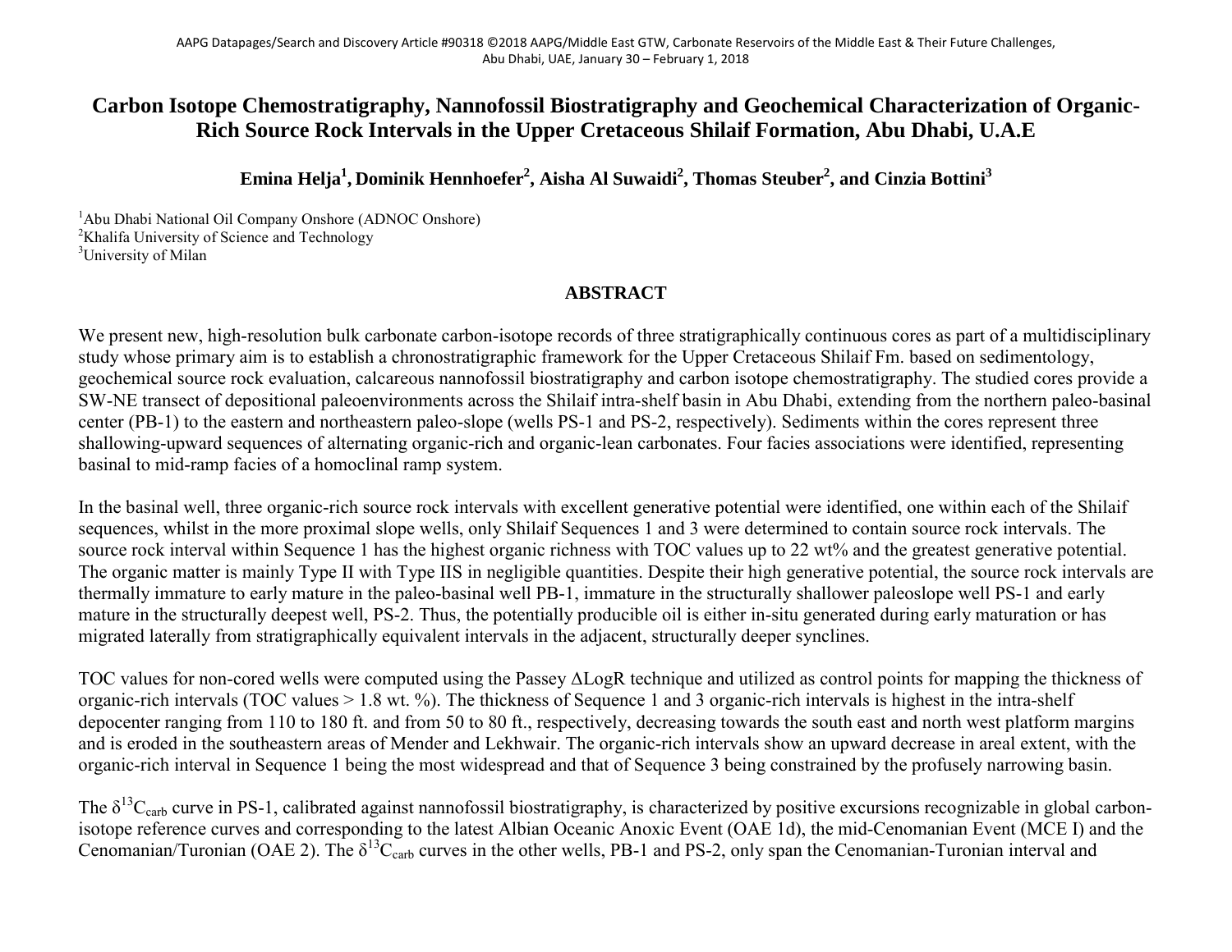# Carbon Isotope Chemostratigraphy, Nannofossil Biostratigraphy and Geochemical Characterization of Organic-Rich Source Rock Intervals in the Upper Cretaceous Shilaif Formation, Abu Dhabi, U.A.E

**Emina Helja[1], Dominik Hennhoefer[2], Aisha Al Suwaidi[2], Thomas Steuber[2], and Cinzia Bottini[3]**

[1]Abu Dhabi National Oil Company Onshore (ADNOC Onshore)
[2]Khalifa University of Science and Technology
[3]University of Milan

## ABSTRACT

We present new, high-resolution bulk carbonate carbon-isotope records of three stratigraphically continuous cores as part of a multidisciplinary study whose primary aim is to establish a chronostratigraphic framework for the Upper Cretaceous Shilaif Fm. based on sedimentology, geochemical source rock evaluation, calcareous nannofossil biostratigraphy and carbon isotope chemostratigraphy. The studied cores provide a SW-NE transect of depositional paleoenvironments across the Shilaif intra-shelf basin in Abu Dhabi, extending from the northern paleo-basinal center (PB-1) to the eastern and northeastern paleo-slope (wells PS-1 and PS-2, respectively). Sediments within the cores represent three shallowing-upward sequences of alternating organic-rich and organic-lean carbonates. Four facies associations were identified, representing basinal to mid-ramp facies of a homoclinal ramp system.

In the basinal well, three organic-rich source rock intervals with excellent generative potential were identified, one within each of the Shilaif sequences, whilst in the more proximal slope wells, only Shilaif Sequences 1 and 3 were determined to contain source rock intervals. The source rock interval within Sequence 1 has the highest organic richness with TOC values up to 22 wt% and the greatest generative potential. The organic matter is mainly Type II with Type IIS in negligible quantities. Despite their high generative potential, the source rock intervals are thermally immature to early mature in the paleo-basinal well PB-1, immature in the structurally shallower paleoslope well PS-1 and early mature in the structurally deepest well, PS-2. Thus, the potentially producible oil is either in-situ generated during early maturation or has migrated laterally from stratigraphically equivalent intervals in the adjacent, structurally deeper synclines.

TOC values for non-cored wells were computed using the Passey ΔLogR technique and utilized as control points for mapping the thickness of organic-rich intervals (TOC values > 1.8 wt. %). The thickness of Sequence 1 and 3 organic-rich intervals is highest in the intra-shelf depocenter ranging from 110 to 180 ft. and from 50 to 80 ft., respectively, decreasing towards the south east and north west platform margins and is eroded in the southeastern areas of Mender and Lekhwair. The organic-rich intervals show an upward decrease in areal extent, with the organic-rich interval in Sequence 1 being the most widespread and that of Sequence 3 being constrained by the profusely narrowing basin.

The $\delta^{13}C_{carb}$ curve in PS-1, calibrated against nannofossil biostratigraphy, is characterized by positive excursions recognizable in global carbon-isotope reference curves and corresponding to the latest Albian Oceanic Anoxic Event (OAE 1d), the mid-Cenomanian Event (MCE I) and the Cenomanian/Turonian (OAE 2). The $\delta^{13}C_{carb}$ curves in the other wells, PB-1 and PS-2, only span the Cenomanian-Turonian interval and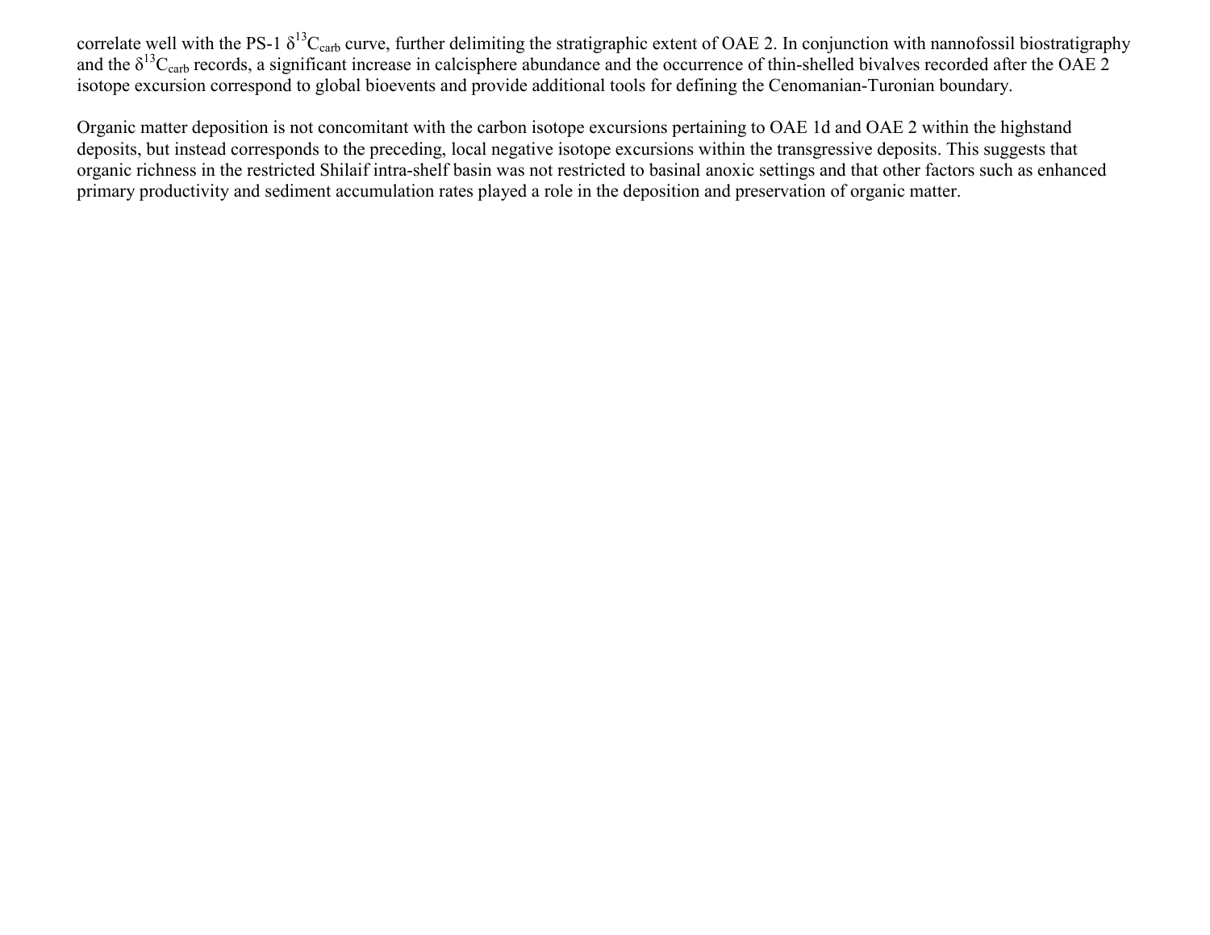correlate well with the PS-1 $\delta^{13}C_{carb}$ curve, further delimiting the stratigraphic extent of OAE 2. In conjunction with nannofossil biostratigraphy and the $\delta^{13}C_{carb}$ records, a significant increase in calcisphere abundance and the occurrence of thin-shelled bivalves recorded after the OAE 2 isotope excursion correspond to global bioevents and provide additional tools for defining the Cenomanian-Turonian boundary.

Organic matter deposition is not concomitant with the carbon isotope excursions pertaining to OAE 1d and OAE 2 within the highstand deposits, but instead corresponds to the preceding, local negative isotope excursions within the transgressive deposits. This suggests that organic richness in the restricted Shilaif intra-shelf basin was not restricted to basinal anoxic settings and that other factors such as enhanced primary productivity and sediment accumulation rates played a role in the deposition and preservation of organic matter.